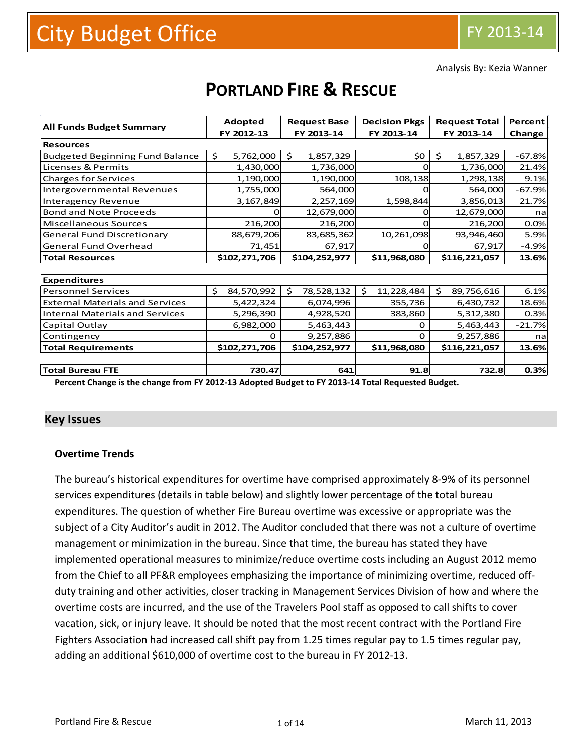# City Budget Office

FY 2013-14

Analysis By: Kezia Wanner

# PORTLAND FIRE & RESCUE

| All Funds Budget Summary | Adopted FY 2012-13 | Request Base FY 2013-14 | Decision Pkgs FY 2013-14 | Request Total FY 2013-14 | Percent Change |
|---|---|---|---|---|---|
| **Resources** | | | | | |
| Budgeted Beginning Fund Balance | $ 5,762,000 | $ 1,857,329 | $0 | $ 1,857,329 | -67.8% |
| Licenses & Permits | 1,430,000 | 1,736,000 | 0 | 1,736,000 | 21.4% |
| Charges for Services | 1,190,000 | 1,190,000 | 108,138 | 1,298,138 | 9.1% |
| Intergovernmental Revenues | 1,755,000 | 564,000 | 0 | 564,000 | -67.9% |
| Interagency Revenue | 3,167,849 | 2,257,169 | 1,598,844 | 3,856,013 | 21.7% |
| Bond and Note Proceeds | 0 | 12,679,000 | 0 | 12,679,000 | na |
| Miscellaneous Sources | 216,200 | 216,200 | 0 | 216,200 | 0.0% |
| General Fund Discretionary | 88,679,206 | 83,685,362 | 10,261,098 | 93,946,460 | 5.9% |
| General Fund Overhead | 71,451 | 67,917 | 0 | 67,917 | -4.9% |
| **Total Resources** | **$102,271,706** | **$104,252,977** | **$11,968,080** | **$116,221,057** | **13.6%** |
| | | | | | |
| **Expenditures** | | | | | |
| Personnel Services | $ 84,570,992 | $ 78,528,132 | $ 11,228,484 | $ 89,756,616 | 6.1% |
| External Materials and Services | 5,422,324 | 6,074,996 | 355,736 | 6,430,732 | 18.6% |
| Internal Materials and Services | 5,296,390 | 4,928,520 | 383,860 | 5,312,380 | 0.3% |
| Capital Outlay | 6,982,000 | 5,463,443 | 0 | 5,463,443 | -21.7% |
| Contingency | 0 | 9,257,886 | 0 | 9,257,886 | na |
| **Total Requirements** | **$102,271,706** | **$104,252,977** | **$11,968,080** | **$116,221,057** | **13.6%** |
| | | | | | |
| **Total Bureau FTE** | **730.47** | **641** | **91.8** | **732.8** | **0.3%** |

**Percent Change is the change from FY 2012-13 Adopted Budget to FY 2013-14 Total Requested Budget.**

## Key Issues

### Overtime Trends

The bureau's historical expenditures for overtime have comprised approximately 8-9% of its personnel services expenditures (details in table below) and slightly lower percentage of the total bureau expenditures. The question of whether Fire Bureau overtime was excessive or appropriate was the subject of a City Auditor's audit in 2012. The Auditor concluded that there was not a culture of overtime management or minimization in the bureau. Since that time, the bureau has stated they have implemented operational measures to minimize/reduce overtime costs including an August 2012 memo from the Chief to all PF&R employees emphasizing the importance of minimizing overtime, reduced off-duty training and other activities, closer tracking in Management Services Division of how and where the overtime costs are incurred, and the use of the Travelers Pool staff as opposed to call shifts to cover vacation, sick, or injury leave. It should be noted that the most recent contract with the Portland Fire Fighters Association had increased call shift pay from 1.25 times regular pay to 1.5 times regular pay, adding an additional $610,000 of overtime cost to the bureau in FY 2012-13.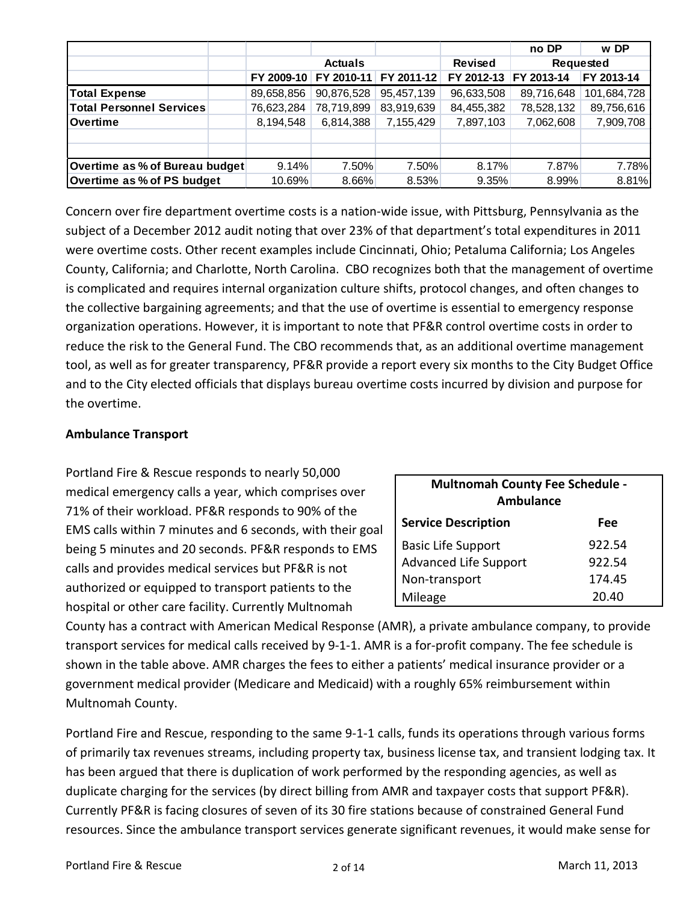| | | | | | no DP | w DP |
|---|---|---|---|---|---|---|
| | Actuals | | | Revised | Requested | |
| | FY 2009-10 | FY 2010-11 | FY 2011-12 | FY 2012-13 | FY 2013-14 | FY 2013-14 |
| **Total Expense** | 89,658,856 | 90,876,528 | 95,457,139 | 96,633,508 | 89,716,648 | 101,684,728 |
| **Total Personnel Services** | 76,623,284 | 78,719,899 | 83,919,639 | 84,455,382 | 78,528,132 | 89,756,616 |
| **Overtime** | 8,194,548 | 6,814,388 | 7,155,429 | 7,897,103 | 7,062,608 | 7,909,708 |
| | | | | | | |
| | | | | | | |
| **Overtime as % of Bureau budget** | 9.14% | 7.50% | 7.50% | 8.17% | 7.87% | 7.78% |
| **Overtime as % of PS budget** | 10.69% | 8.66% | 8.53% | 9.35% | 8.99% | 8.81% |

Concern over fire department overtime costs is a nation-wide issue, with Pittsburg, Pennsylvania as the subject of a December 2012 audit noting that over 23% of that department's total expenditures in 2011 were overtime costs. Other recent examples include Cincinnati, Ohio; Petaluma California; Los Angeles County, California; and Charlotte, North Carolina. CBO recognizes both that the management of overtime is complicated and requires internal organization culture shifts, protocol changes, and often changes to the collective bargaining agreements; and that the use of overtime is essential to emergency response organization operations. However, it is important to note that PF&R control overtime costs in order to reduce the risk to the General Fund. The CBO recommends that, as an additional overtime management tool, as well as for greater transparency, PF&R provide a report every six months to the City Budget Office and to the City elected officials that displays bureau overtime costs incurred by division and purpose for the overtime.

**Ambulance Transport**

Portland Fire & Rescue responds to nearly 50,000 medical emergency calls a year, which comprises over 71% of their workload. PF&R responds to 90% of the EMS calls within 7 minutes and 6 seconds, with their goal being 5 minutes and 20 seconds. PF&R responds to EMS calls and provides medical services but PF&R is not authorized or equipped to transport patients to the hospital or other care facility. Currently Multnomah County has a contract with American Medical Response (AMR), a private ambulance company, to provide transport services for medical calls received by 9-1-1. AMR is a for-profit company. The fee schedule is shown in the table above. AMR charges the fees to either a patients' medical insurance provider or a government medical provider (Medicare and Medicaid) with a roughly 65% reimbursement within Multnomah County.

| Multnomah County Fee Schedule - Ambulance | |
|---|---|
| **Service Description** | **Fee** |
| Basic Life Support | 922.54 |
| Advanced Life Support | 922.54 |
| Non-transport | 174.45 |
| Mileage | 20.40 |

Portland Fire and Rescue, responding to the same 9-1-1 calls, funds its operations through various forms of primarily tax revenues streams, including property tax, business license tax, and transient lodging tax. It has been argued that there is duplication of work performed by the responding agencies, as well as duplicate charging for the services (by direct billing from AMR and taxpayer costs that support PF&R). Currently PF&R is facing closures of seven of its 30 fire stations because of constrained General Fund resources. Since the ambulance transport services generate significant revenues, it would make sense for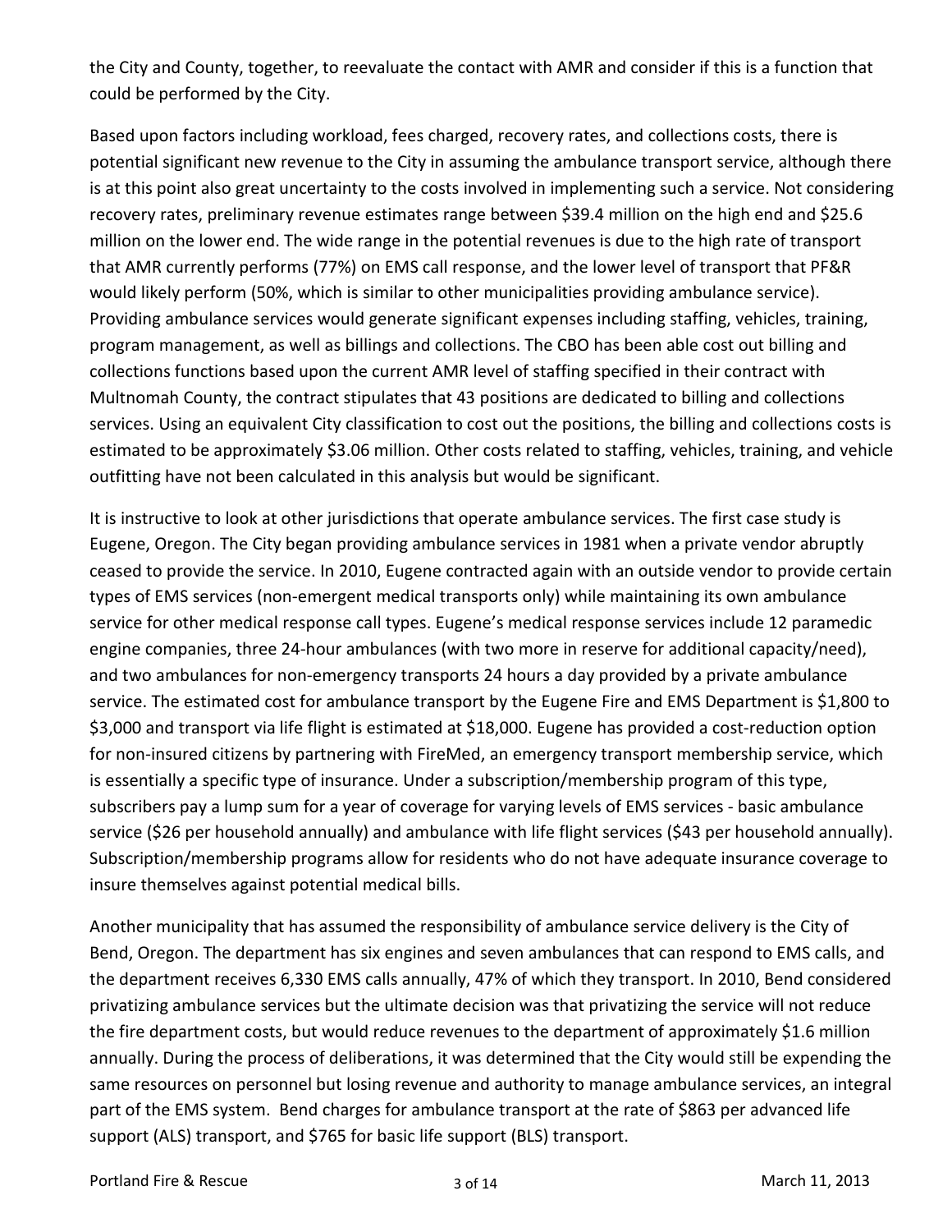the City and County, together, to reevaluate the contact with AMR and consider if this is a function that could be performed by the City.

Based upon factors including workload, fees charged, recovery rates, and collections costs, there is potential significant new revenue to the City in assuming the ambulance transport service, although there is at this point also great uncertainty to the costs involved in implementing such a service. Not considering recovery rates, preliminary revenue estimates range between $39.4 million on the high end and $25.6 million on the lower end. The wide range in the potential revenues is due to the high rate of transport that AMR currently performs (77%) on EMS call response, and the lower level of transport that PF&R would likely perform (50%, which is similar to other municipalities providing ambulance service). Providing ambulance services would generate significant expenses including staffing, vehicles, training, program management, as well as billings and collections. The CBO has been able cost out billing and collections functions based upon the current AMR level of staffing specified in their contract with Multnomah County, the contract stipulates that 43 positions are dedicated to billing and collections services. Using an equivalent City classification to cost out the positions, the billing and collections costs is estimated to be approximately $3.06 million. Other costs related to staffing, vehicles, training, and vehicle outfitting have not been calculated in this analysis but would be significant.

It is instructive to look at other jurisdictions that operate ambulance services. The first case study is Eugene, Oregon. The City began providing ambulance services in 1981 when a private vendor abruptly ceased to provide the service. In 2010, Eugene contracted again with an outside vendor to provide certain types of EMS services (non-emergent medical transports only) while maintaining its own ambulance service for other medical response call types. Eugene's medical response services include 12 paramedic engine companies, three 24-hour ambulances (with two more in reserve for additional capacity/need), and two ambulances for non-emergency transports 24 hours a day provided by a private ambulance service. The estimated cost for ambulance transport by the Eugene Fire and EMS Department is $1,800 to $3,000 and transport via life flight is estimated at $18,000. Eugene has provided a cost-reduction option for non-insured citizens by partnering with FireMed, an emergency transport membership service, which is essentially a specific type of insurance. Under a subscription/membership program of this type, subscribers pay a lump sum for a year of coverage for varying levels of EMS services - basic ambulance service ($26 per household annually) and ambulance with life flight services ($43 per household annually). Subscription/membership programs allow for residents who do not have adequate insurance coverage to insure themselves against potential medical bills.

Another municipality that has assumed the responsibility of ambulance service delivery is the City of Bend, Oregon. The department has six engines and seven ambulances that can respond to EMS calls, and the department receives 6,330 EMS calls annually, 47% of which they transport. In 2010, Bend considered privatizing ambulance services but the ultimate decision was that privatizing the service will not reduce the fire department costs, but would reduce revenues to the department of approximately $1.6 million annually. During the process of deliberations, it was determined that the City would still be expending the same resources on personnel but losing revenue and authority to manage ambulance services, an integral part of the EMS system. Bend charges for ambulance transport at the rate of $863 per advanced life support (ALS) transport, and $765 for basic life support (BLS) transport.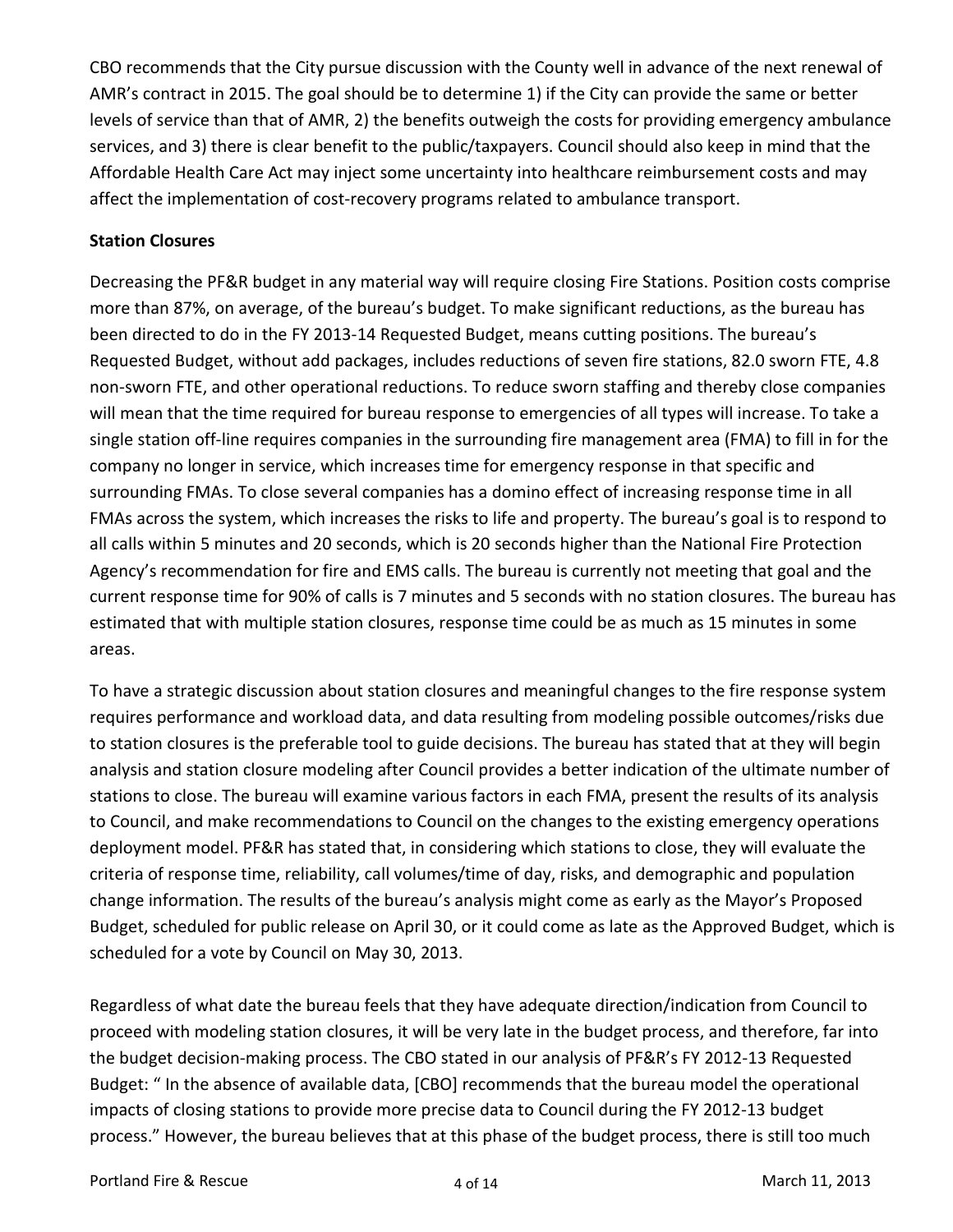CBO recommends that the City pursue discussion with the County well in advance of the next renewal of AMR's contract in 2015. The goal should be to determine 1) if the City can provide the same or better levels of service than that of AMR, 2) the benefits outweigh the costs for providing emergency ambulance services, and 3) there is clear benefit to the public/taxpayers. Council should also keep in mind that the Affordable Health Care Act may inject some uncertainty into healthcare reimbursement costs and may affect the implementation of cost-recovery programs related to ambulance transport.

**Station Closures**

Decreasing the PF&R budget in any material way will require closing Fire Stations. Position costs comprise more than 87%, on average, of the bureau's budget. To make significant reductions, as the bureau has been directed to do in the FY 2013-14 Requested Budget, means cutting positions. The bureau's Requested Budget, without add packages, includes reductions of seven fire stations, 82.0 sworn FTE, 4.8 non-sworn FTE, and other operational reductions. To reduce sworn staffing and thereby close companies will mean that the time required for bureau response to emergencies of all types will increase. To take a single station off-line requires companies in the surrounding fire management area (FMA) to fill in for the company no longer in service, which increases time for emergency response in that specific and surrounding FMAs. To close several companies has a domino effect of increasing response time in all FMAs across the system, which increases the risks to life and property. The bureau's goal is to respond to all calls within 5 minutes and 20 seconds, which is 20 seconds higher than the National Fire Protection Agency's recommendation for fire and EMS calls. The bureau is currently not meeting that goal and the current response time for 90% of calls is 7 minutes and 5 seconds with no station closures. The bureau has estimated that with multiple station closures, response time could be as much as 15 minutes in some areas.

To have a strategic discussion about station closures and meaningful changes to the fire response system requires performance and workload data, and data resulting from modeling possible outcomes/risks due to station closures is the preferable tool to guide decisions. The bureau has stated that at they will begin analysis and station closure modeling after Council provides a better indication of the ultimate number of stations to close. The bureau will examine various factors in each FMA, present the results of its analysis to Council, and make recommendations to Council on the changes to the existing emergency operations deployment model. PF&R has stated that, in considering which stations to close, they will evaluate the criteria of response time, reliability, call volumes/time of day, risks, and demographic and population change information. The results of the bureau's analysis might come as early as the Mayor's Proposed Budget, scheduled for public release on April 30, or it could come as late as the Approved Budget, which is scheduled for a vote by Council on May 30, 2013.

Regardless of what date the bureau feels that they have adequate direction/indication from Council to proceed with modeling station closures, it will be very late in the budget process, and therefore, far into the budget decision-making process. The CBO stated in our analysis of PF&R's FY 2012-13 Requested Budget: " In the absence of available data, [CBO] recommends that the bureau model the operational impacts of closing stations to provide more precise data to Council during the FY 2012-13 budget process." However, the bureau believes that at this phase of the budget process, there is still too much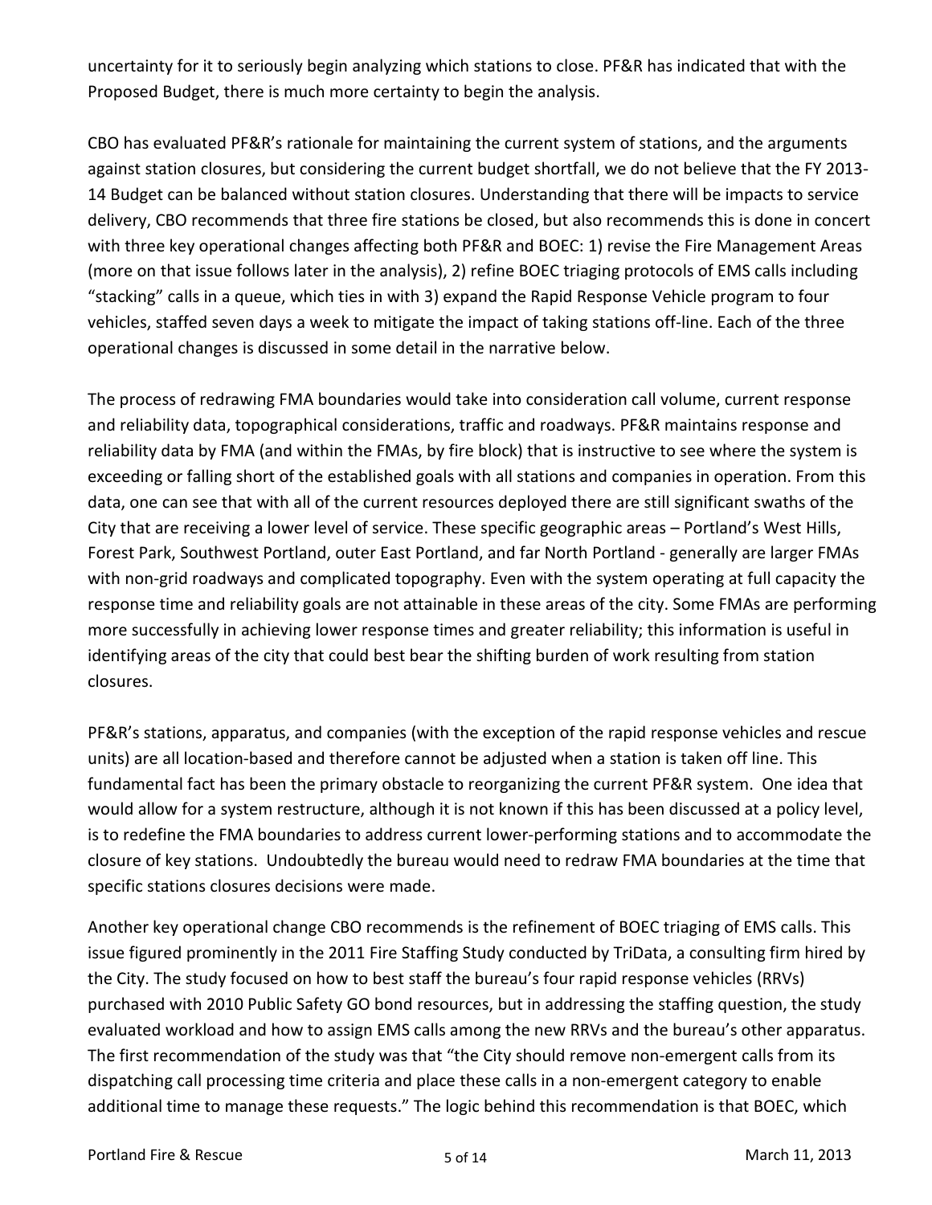uncertainty for it to seriously begin analyzing which stations to close. PF&R has indicated that with the Proposed Budget, there is much more certainty to begin the analysis.

CBO has evaluated PF&R's rationale for maintaining the current system of stations, and the arguments against station closures, but considering the current budget shortfall, we do not believe that the FY 2013-14 Budget can be balanced without station closures. Understanding that there will be impacts to service delivery, CBO recommends that three fire stations be closed, but also recommends this is done in concert with three key operational changes affecting both PF&R and BOEC: 1) revise the Fire Management Areas (more on that issue follows later in the analysis), 2) refine BOEC triaging protocols of EMS calls including "stacking" calls in a queue, which ties in with 3) expand the Rapid Response Vehicle program to four vehicles, staffed seven days a week to mitigate the impact of taking stations off-line. Each of the three operational changes is discussed in some detail in the narrative below.

The process of redrawing FMA boundaries would take into consideration call volume, current response and reliability data, topographical considerations, traffic and roadways. PF&R maintains response and reliability data by FMA (and within the FMAs, by fire block) that is instructive to see where the system is exceeding or falling short of the established goals with all stations and companies in operation. From this data, one can see that with all of the current resources deployed there are still significant swaths of the City that are receiving a lower level of service. These specific geographic areas – Portland's West Hills, Forest Park, Southwest Portland, outer East Portland, and far North Portland - generally are larger FMAs with non-grid roadways and complicated topography. Even with the system operating at full capacity the response time and reliability goals are not attainable in these areas of the city. Some FMAs are performing more successfully in achieving lower response times and greater reliability; this information is useful in identifying areas of the city that could best bear the shifting burden of work resulting from station closures.

PF&R's stations, apparatus, and companies (with the exception of the rapid response vehicles and rescue units) are all location-based and therefore cannot be adjusted when a station is taken off line. This fundamental fact has been the primary obstacle to reorganizing the current PF&R system. One idea that would allow for a system restructure, although it is not known if this has been discussed at a policy level, is to redefine the FMA boundaries to address current lower-performing stations and to accommodate the closure of key stations. Undoubtedly the bureau would need to redraw FMA boundaries at the time that specific stations closures decisions were made.

Another key operational change CBO recommends is the refinement of BOEC triaging of EMS calls. This issue figured prominently in the 2011 Fire Staffing Study conducted by TriData, a consulting firm hired by the City. The study focused on how to best staff the bureau's four rapid response vehicles (RRVs) purchased with 2010 Public Safety GO bond resources, but in addressing the staffing question, the study evaluated workload and how to assign EMS calls among the new RRVs and the bureau's other apparatus. The first recommendation of the study was that "the City should remove non-emergent calls from its dispatching call processing time criteria and place these calls in a non-emergent category to enable additional time to manage these requests." The logic behind this recommendation is that BOEC, which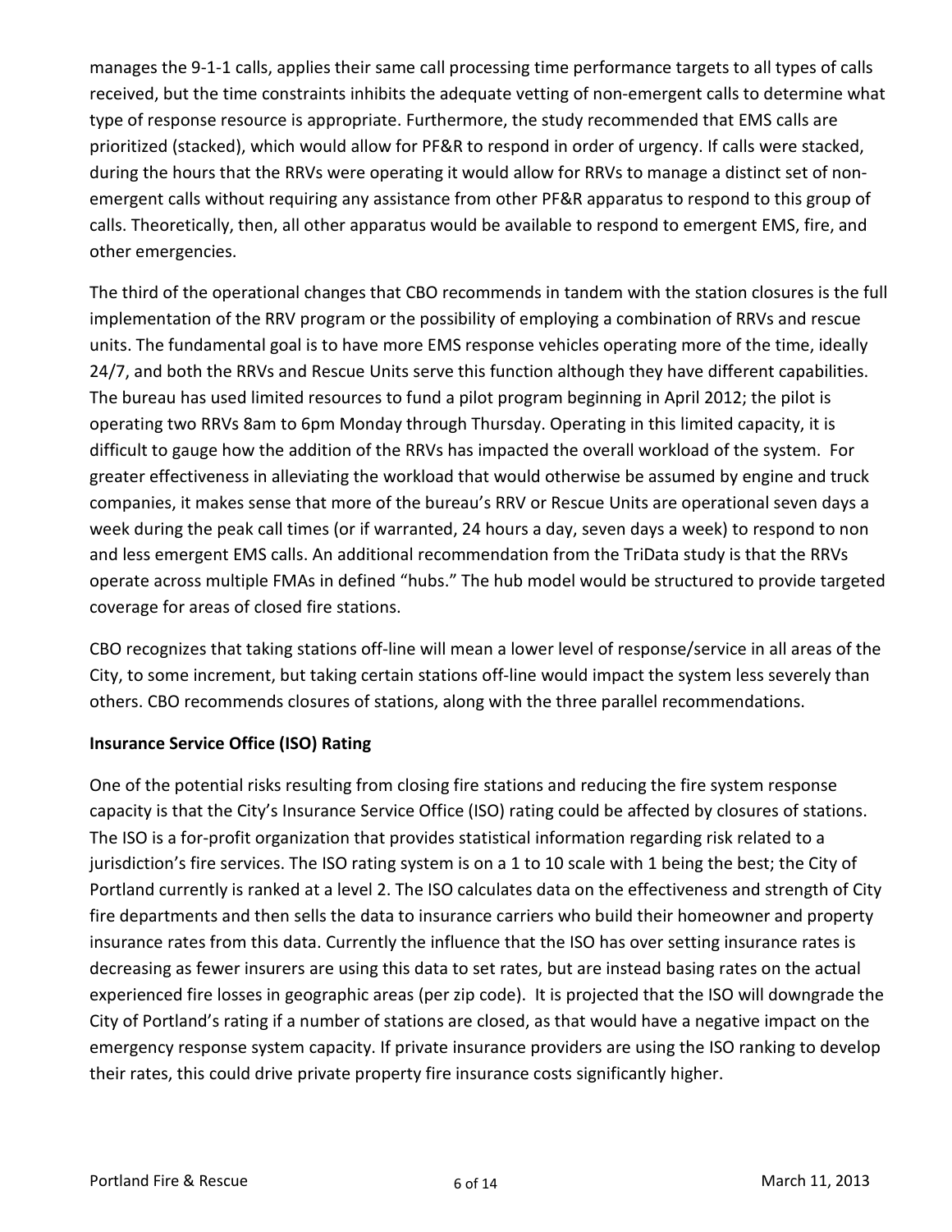manages the 9-1-1 calls, applies their same call processing time performance targets to all types of calls received, but the time constraints inhibits the adequate vetting of non-emergent calls to determine what type of response resource is appropriate. Furthermore, the study recommended that EMS calls are prioritized (stacked), which would allow for PF&R to respond in order of urgency. If calls were stacked, during the hours that the RRVs were operating it would allow for RRVs to manage a distinct set of non-emergent calls without requiring any assistance from other PF&R apparatus to respond to this group of calls. Theoretically, then, all other apparatus would be available to respond to emergent EMS, fire, and other emergencies.

The third of the operational changes that CBO recommends in tandem with the station closures is the full implementation of the RRV program or the possibility of employing a combination of RRVs and rescue units. The fundamental goal is to have more EMS response vehicles operating more of the time, ideally 24/7, and both the RRVs and Rescue Units serve this function although they have different capabilities. The bureau has used limited resources to fund a pilot program beginning in April 2012; the pilot is operating two RRVs 8am to 6pm Monday through Thursday. Operating in this limited capacity, it is difficult to gauge how the addition of the RRVs has impacted the overall workload of the system. For greater effectiveness in alleviating the workload that would otherwise be assumed by engine and truck companies, it makes sense that more of the bureau's RRV or Rescue Units are operational seven days a week during the peak call times (or if warranted, 24 hours a day, seven days a week) to respond to non and less emergent EMS calls. An additional recommendation from the TriData study is that the RRVs operate across multiple FMAs in defined "hubs." The hub model would be structured to provide targeted coverage for areas of closed fire stations.

CBO recognizes that taking stations off-line will mean a lower level of response/service in all areas of the City, to some increment, but taking certain stations off-line would impact the system less severely than others. CBO recommends closures of stations, along with the three parallel recommendations.

**Insurance Service Office (ISO) Rating**

One of the potential risks resulting from closing fire stations and reducing the fire system response capacity is that the City's Insurance Service Office (ISO) rating could be affected by closures of stations. The ISO is a for-profit organization that provides statistical information regarding risk related to a jurisdiction's fire services. The ISO rating system is on a 1 to 10 scale with 1 being the best; the City of Portland currently is ranked at a level 2. The ISO calculates data on the effectiveness and strength of City fire departments and then sells the data to insurance carriers who build their homeowner and property insurance rates from this data. Currently the influence that the ISO has over setting insurance rates is decreasing as fewer insurers are using this data to set rates, but are instead basing rates on the actual experienced fire losses in geographic areas (per zip code). It is projected that the ISO will downgrade the City of Portland's rating if a number of stations are closed, as that would have a negative impact on the emergency response system capacity. If private insurance providers are using the ISO ranking to develop their rates, this could drive private property fire insurance costs significantly higher.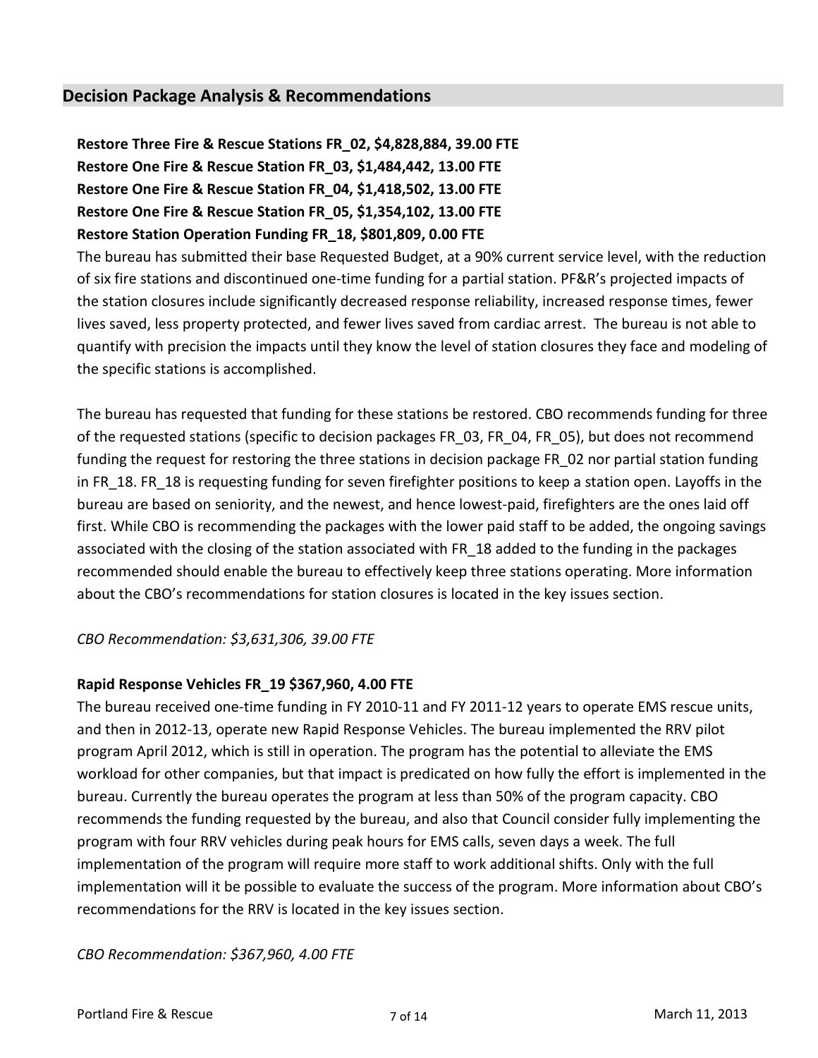## Decision Package Analysis & Recommendations

**Restore Three Fire & Rescue Stations FR_02, $4,828,884, 39.00 FTE**
**Restore One Fire & Rescue Station FR_03, $1,484,442, 13.00 FTE**
**Restore One Fire & Rescue Station FR_04, $1,418,502, 13.00 FTE**
**Restore One Fire & Rescue Station FR_05, $1,354,102, 13.00 FTE**
**Restore Station Operation Funding FR_18, $801,809, 0.00 FTE**

The bureau has submitted their base Requested Budget, at a 90% current service level, with the reduction of six fire stations and discontinued one-time funding for a partial station. PF&R's projected impacts of the station closures include significantly decreased response reliability, increased response times, fewer lives saved, less property protected, and fewer lives saved from cardiac arrest. The bureau is not able to quantify with precision the impacts until they know the level of station closures they face and modeling of the specific stations is accomplished.

The bureau has requested that funding for these stations be restored. CBO recommends funding for three of the requested stations (specific to decision packages FR_03, FR_04, FR_05), but does not recommend funding the request for restoring the three stations in decision package FR_02 nor partial station funding in FR_18. FR_18 is requesting funding for seven firefighter positions to keep a station open. Layoffs in the bureau are based on seniority, and the newest, and hence lowest-paid, firefighters are the ones laid off first. While CBO is recommending the packages with the lower paid staff to be added, the ongoing savings associated with the closing of the station associated with FR_18 added to the funding in the packages recommended should enable the bureau to effectively keep three stations operating. More information about the CBO's recommendations for station closures is located in the key issues section.

*CBO Recommendation: $3,631,306, 39.00 FTE*

**Rapid Response Vehicles FR_19 $367,960, 4.00 FTE**

The bureau received one-time funding in FY 2010-11 and FY 2011-12 years to operate EMS rescue units, and then in 2012-13, operate new Rapid Response Vehicles. The bureau implemented the RRV pilot program April 2012, which is still in operation. The program has the potential to alleviate the EMS workload for other companies, but that impact is predicated on how fully the effort is implemented in the bureau. Currently the bureau operates the program at less than 50% of the program capacity. CBO recommends the funding requested by the bureau, and also that Council consider fully implementing the program with four RRV vehicles during peak hours for EMS calls, seven days a week. The full implementation of the program will require more staff to work additional shifts. Only with the full implementation will it be possible to evaluate the success of the program. More information about CBO's recommendations for the RRV is located in the key issues section.

*CBO Recommendation: $367,960, 4.00 FTE*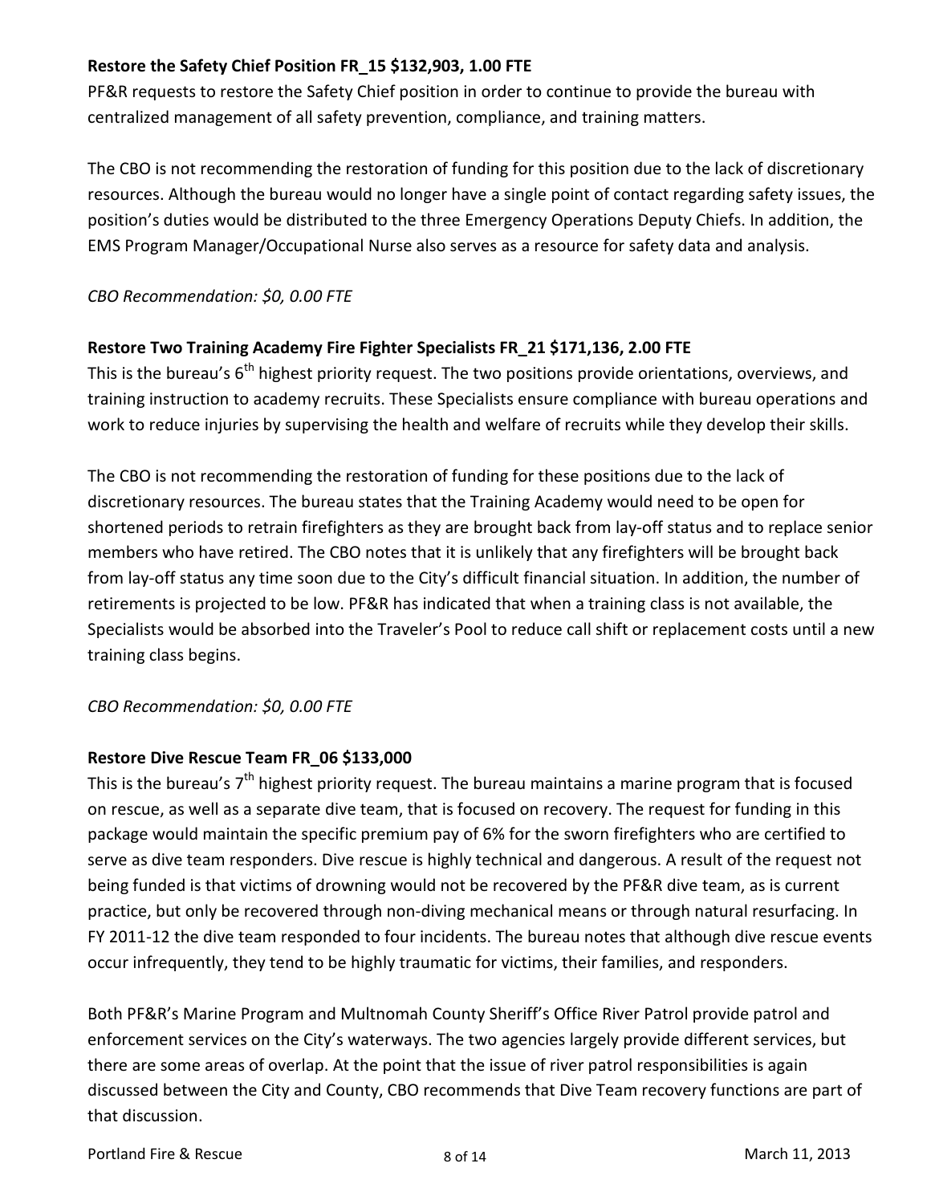**Restore the Safety Chief Position FR_15 $132,903, 1.00 FTE**

PF&R requests to restore the Safety Chief position in order to continue to provide the bureau with centralized management of all safety prevention, compliance, and training matters.

The CBO is not recommending the restoration of funding for this position due to the lack of discretionary resources. Although the bureau would no longer have a single point of contact regarding safety issues, the position's duties would be distributed to the three Emergency Operations Deputy Chiefs. In addition, the EMS Program Manager/Occupational Nurse also serves as a resource for safety data and analysis.

*CBO Recommendation: $0, 0.00 FTE*

**Restore Two Training Academy Fire Fighter Specialists FR_21 $171,136, 2.00 FTE**

This is the bureau's 6th highest priority request. The two positions provide orientations, overviews, and training instruction to academy recruits. These Specialists ensure compliance with bureau operations and work to reduce injuries by supervising the health and welfare of recruits while they develop their skills.

The CBO is not recommending the restoration of funding for these positions due to the lack of discretionary resources. The bureau states that the Training Academy would need to be open for shortened periods to retrain firefighters as they are brought back from lay-off status and to replace senior members who have retired. The CBO notes that it is unlikely that any firefighters will be brought back from lay-off status any time soon due to the City's difficult financial situation. In addition, the number of retirements is projected to be low. PF&R has indicated that when a training class is not available, the Specialists would be absorbed into the Traveler's Pool to reduce call shift or replacement costs until a new training class begins.

*CBO Recommendation: $0, 0.00 FTE*

**Restore Dive Rescue Team FR_06 $133,000**

This is the bureau's 7th highest priority request. The bureau maintains a marine program that is focused on rescue, as well as a separate dive team, that is focused on recovery. The request for funding in this package would maintain the specific premium pay of 6% for the sworn firefighters who are certified to serve as dive team responders. Dive rescue is highly technical and dangerous. A result of the request not being funded is that victims of drowning would not be recovered by the PF&R dive team, as is current practice, but only be recovered through non-diving mechanical means or through natural resurfacing. In FY 2011-12 the dive team responded to four incidents. The bureau notes that although dive rescue events occur infrequently, they tend to be highly traumatic for victims, their families, and responders.

Both PF&R's Marine Program and Multnomah County Sheriff's Office River Patrol provide patrol and enforcement services on the City's waterways. The two agencies largely provide different services, but there are some areas of overlap. At the point that the issue of river patrol responsibilities is again discussed between the City and County, CBO recommends that Dive Team recovery functions are part of that discussion.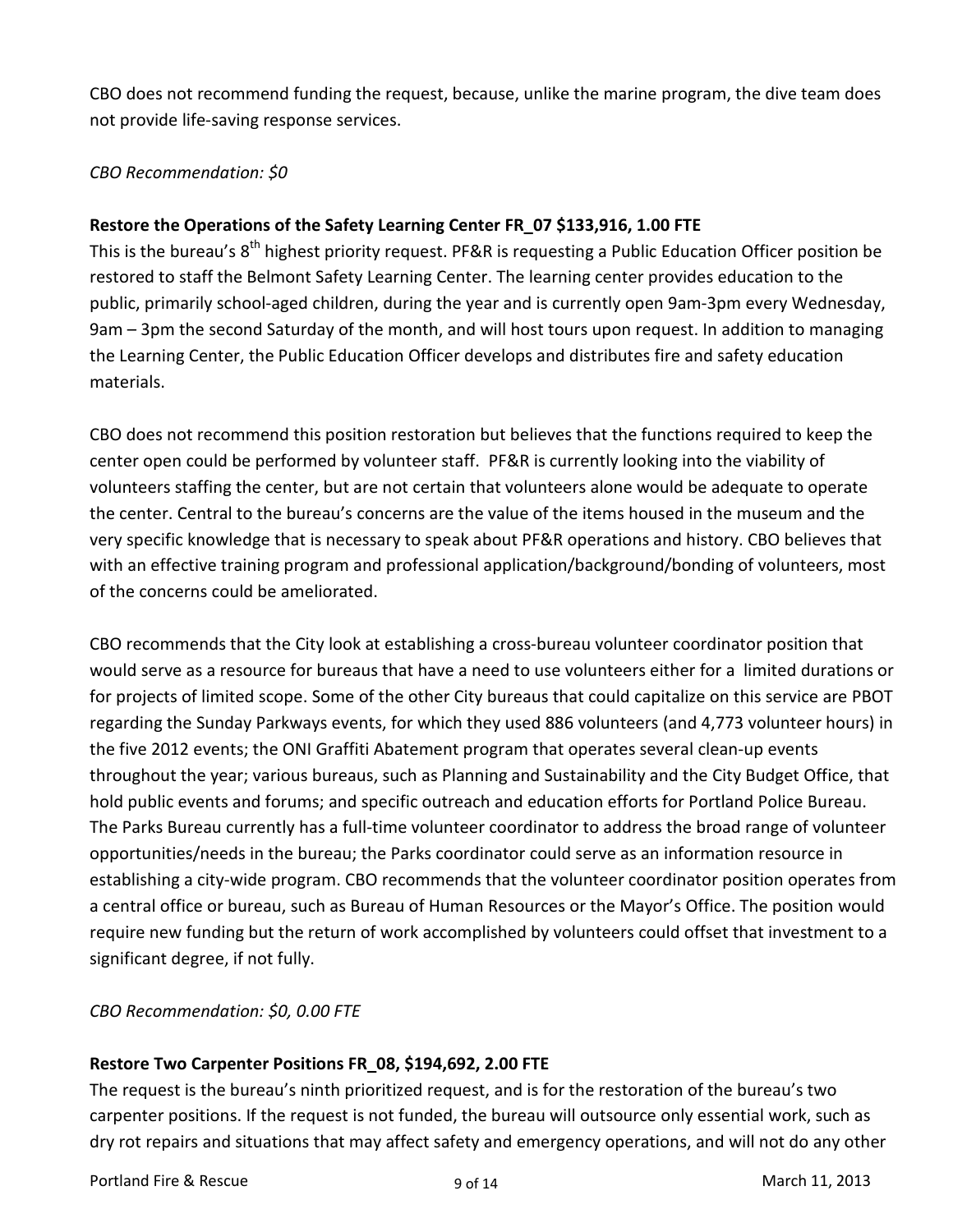CBO does not recommend funding the request, because, unlike the marine program, the dive team does not provide life-saving response services.

*CBO Recommendation: $0*

**Restore the Operations of the Safety Learning Center FR_07 $133,916, 1.00 FTE**

This is the bureau's 8th highest priority request. PF&R is requesting a Public Education Officer position be restored to staff the Belmont Safety Learning Center. The learning center provides education to the public, primarily school-aged children, during the year and is currently open 9am-3pm every Wednesday, 9am – 3pm the second Saturday of the month, and will host tours upon request. In addition to managing the Learning Center, the Public Education Officer develops and distributes fire and safety education materials.

CBO does not recommend this position restoration but believes that the functions required to keep the center open could be performed by volunteer staff. PF&R is currently looking into the viability of volunteers staffing the center, but are not certain that volunteers alone would be adequate to operate the center. Central to the bureau's concerns are the value of the items housed in the museum and the very specific knowledge that is necessary to speak about PF&R operations and history. CBO believes that with an effective training program and professional application/background/bonding of volunteers, most of the concerns could be ameliorated.

CBO recommends that the City look at establishing a cross-bureau volunteer coordinator position that would serve as a resource for bureaus that have a need to use volunteers either for a limited durations or for projects of limited scope. Some of the other City bureaus that could capitalize on this service are PBOT regarding the Sunday Parkways events, for which they used 886 volunteers (and 4,773 volunteer hours) in the five 2012 events; the ONI Graffiti Abatement program that operates several clean-up events throughout the year; various bureaus, such as Planning and Sustainability and the City Budget Office, that hold public events and forums; and specific outreach and education efforts for Portland Police Bureau. The Parks Bureau currently has a full-time volunteer coordinator to address the broad range of volunteer opportunities/needs in the bureau; the Parks coordinator could serve as an information resource in establishing a city-wide program. CBO recommends that the volunteer coordinator position operates from a central office or bureau, such as Bureau of Human Resources or the Mayor's Office. The position would require new funding but the return of work accomplished by volunteers could offset that investment to a significant degree, if not fully.

*CBO Recommendation: $0, 0.00 FTE*

**Restore Two Carpenter Positions FR_08, $194,692, 2.00 FTE**

The request is the bureau's ninth prioritized request, and is for the restoration of the bureau's two carpenter positions. If the request is not funded, the bureau will outsource only essential work, such as dry rot repairs and situations that may affect safety and emergency operations, and will not do any other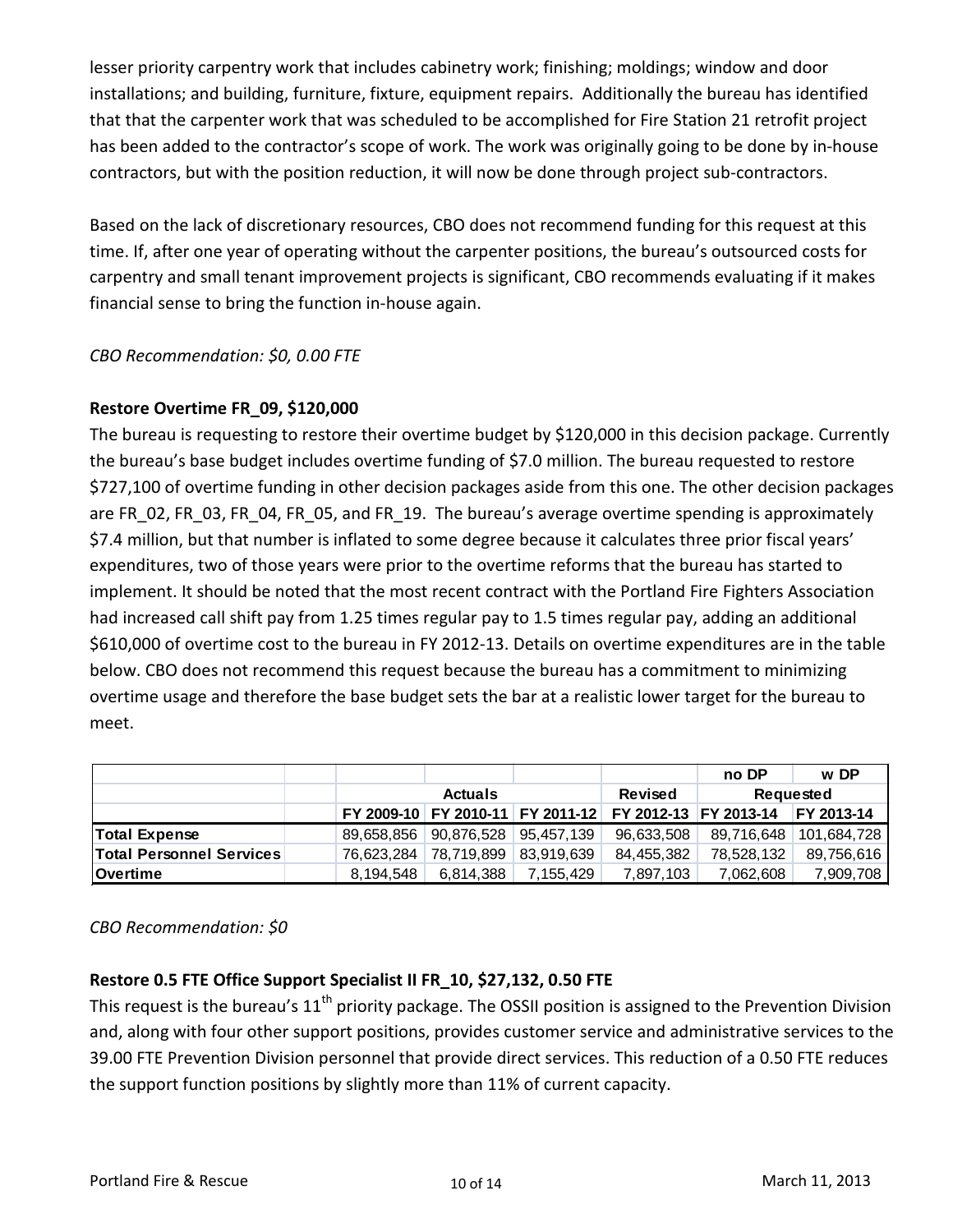lesser priority carpentry work that includes cabinetry work; finishing; moldings; window and door installations; and building, furniture, fixture, equipment repairs. Additionally the bureau has identified that that the carpenter work that was scheduled to be accomplished for Fire Station 21 retrofit project has been added to the contractor's scope of work. The work was originally going to be done by in-house contractors, but with the position reduction, it will now be done through project sub-contractors.

Based on the lack of discretionary resources, CBO does not recommend funding for this request at this time. If, after one year of operating without the carpenter positions, the bureau's outsourced costs for carpentry and small tenant improvement projects is significant, CBO recommends evaluating if it makes financial sense to bring the function in-house again.

*CBO Recommendation: $0, 0.00 FTE*

**Restore Overtime FR_09, $120,000**

The bureau is requesting to restore their overtime budget by $120,000 in this decision package. Currently the bureau's base budget includes overtime funding of $7.0 million. The bureau requested to restore $727,100 of overtime funding in other decision packages aside from this one. The other decision packages are FR_02, FR_03, FR_04, FR_05, and FR_19. The bureau's average overtime spending is approximately $7.4 million, but that number is inflated to some degree because it calculates three prior fiscal years' expenditures, two of those years were prior to the overtime reforms that the bureau has started to implement. It should be noted that the most recent contract with the Portland Fire Fighters Association had increased call shift pay from 1.25 times regular pay to 1.5 times regular pay, adding an additional $610,000 of overtime cost to the bureau in FY 2012-13. Details on overtime expenditures are in the table below. CBO does not recommend this request because the bureau has a commitment to minimizing overtime usage and therefore the base budget sets the bar at a realistic lower target for the bureau to meet.

| | | | | | | no DP | w DP |
|---|---|---|---|---|---|---|---|
| | | | Actuals | | Revised | Requested | |
| | | FY 2009-10 | FY 2010-11 | FY 2011-12 | FY 2012-13 | FY 2013-14 | FY 2013-14 |
| **Total Expense** | | 89,658,856 | 90,876,528 | 95,457,139 | 96,633,508 | 89,716,648 | 101,684,728 |
| **Total Personnel Services** | | 76,623,284 | 78,719,899 | 83,919,639 | 84,455,382 | 78,528,132 | 89,756,616 |
| **Overtime** | | 8,194,548 | 6,814,388 | 7,155,429 | 7,897,103 | 7,062,608 | 7,909,708 |

*CBO Recommendation: $0*

**Restore 0.5 FTE Office Support Specialist II FR_10, $27,132, 0.50 FTE**

This request is the bureau's 11th priority package. The OSSII position is assigned to the Prevention Division and, along with four other support positions, provides customer service and administrative services to the 39.00 FTE Prevention Division personnel that provide direct services. This reduction of a 0.50 FTE reduces the support function positions by slightly more than 11% of current capacity.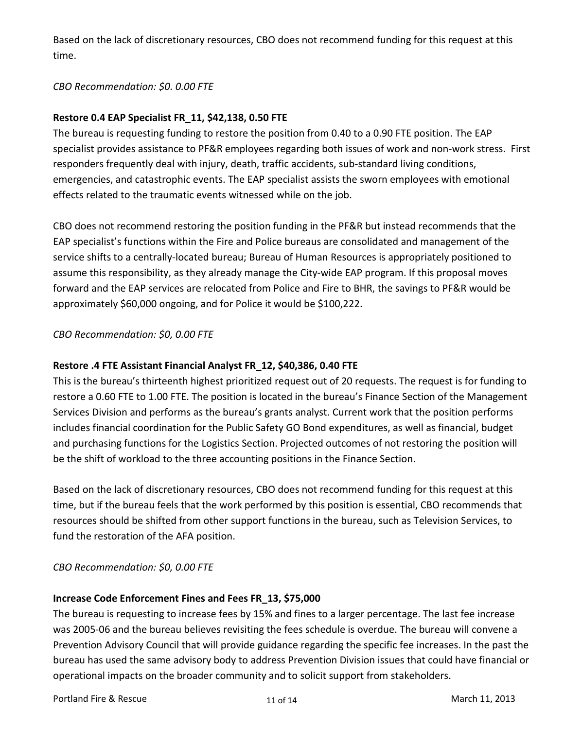Based on the lack of discretionary resources, CBO does not recommend funding for this request at this time.

*CBO Recommendation: $0. 0.00 FTE*

**Restore 0.4 EAP Specialist FR_11, $42,138, 0.50 FTE**

The bureau is requesting funding to restore the position from 0.40 to a 0.90 FTE position. The EAP specialist provides assistance to PF&R employees regarding both issues of work and non-work stress. First responders frequently deal with injury, death, traffic accidents, sub-standard living conditions, emergencies, and catastrophic events. The EAP specialist assists the sworn employees with emotional effects related to the traumatic events witnessed while on the job.

CBO does not recommend restoring the position funding in the PF&R but instead recommends that the EAP specialist's functions within the Fire and Police bureaus are consolidated and management of the service shifts to a centrally-located bureau; Bureau of Human Resources is appropriately positioned to assume this responsibility, as they already manage the City-wide EAP program. If this proposal moves forward and the EAP services are relocated from Police and Fire to BHR, the savings to PF&R would be approximately $60,000 ongoing, and for Police it would be $100,222.

*CBO Recommendation: $0, 0.00 FTE*

**Restore .4 FTE Assistant Financial Analyst FR_12, $40,386, 0.40 FTE**

This is the bureau's thirteenth highest prioritized request out of 20 requests. The request is for funding to restore a 0.60 FTE to 1.00 FTE. The position is located in the bureau's Finance Section of the Management Services Division and performs as the bureau's grants analyst. Current work that the position performs includes financial coordination for the Public Safety GO Bond expenditures, as well as financial, budget and purchasing functions for the Logistics Section. Projected outcomes of not restoring the position will be the shift of workload to the three accounting positions in the Finance Section.

Based on the lack of discretionary resources, CBO does not recommend funding for this request at this time, but if the bureau feels that the work performed by this position is essential, CBO recommends that resources should be shifted from other support functions in the bureau, such as Television Services, to fund the restoration of the AFA position.

*CBO Recommendation: $0, 0.00 FTE*

**Increase Code Enforcement Fines and Fees FR_13, $75,000**

The bureau is requesting to increase fees by 15% and fines to a larger percentage. The last fee increase was 2005-06 and the bureau believes revisiting the fees schedule is overdue. The bureau will convene a Prevention Advisory Council that will provide guidance regarding the specific fee increases. In the past the bureau has used the same advisory body to address Prevention Division issues that could have financial or operational impacts on the broader community and to solicit support from stakeholders.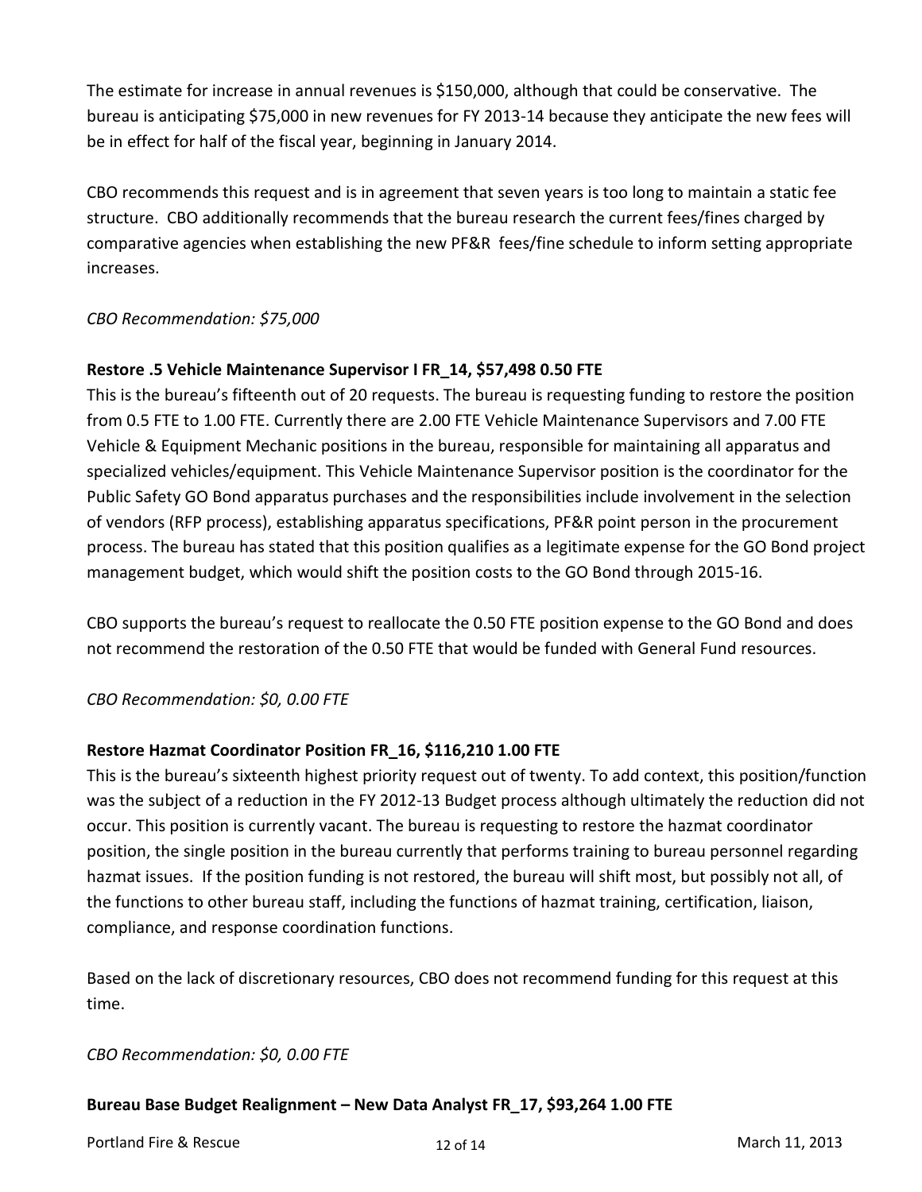The estimate for increase in annual revenues is $150,000, although that could be conservative. The bureau is anticipating $75,000 in new revenues for FY 2013-14 because they anticipate the new fees will be in effect for half of the fiscal year, beginning in January 2014.

CBO recommends this request and is in agreement that seven years is too long to maintain a static fee structure. CBO additionally recommends that the bureau research the current fees/fines charged by comparative agencies when establishing the new PF&R fees/fine schedule to inform setting appropriate increases.

*CBO Recommendation: $75,000*

**Restore .5 Vehicle Maintenance Supervisor I FR_14, $57,498 0.50 FTE**

This is the bureau's fifteenth out of 20 requests. The bureau is requesting funding to restore the position from 0.5 FTE to 1.00 FTE. Currently there are 2.00 FTE Vehicle Maintenance Supervisors and 7.00 FTE Vehicle & Equipment Mechanic positions in the bureau, responsible for maintaining all apparatus and specialized vehicles/equipment. This Vehicle Maintenance Supervisor position is the coordinator for the Public Safety GO Bond apparatus purchases and the responsibilities include involvement in the selection of vendors (RFP process), establishing apparatus specifications, PF&R point person in the procurement process. The bureau has stated that this position qualifies as a legitimate expense for the GO Bond project management budget, which would shift the position costs to the GO Bond through 2015-16.

CBO supports the bureau's request to reallocate the 0.50 FTE position expense to the GO Bond and does not recommend the restoration of the 0.50 FTE that would be funded with General Fund resources.

*CBO Recommendation: $0, 0.00 FTE*

**Restore Hazmat Coordinator Position FR_16, $116,210 1.00 FTE**

This is the bureau's sixteenth highest priority request out of twenty. To add context, this position/function was the subject of a reduction in the FY 2012-13 Budget process although ultimately the reduction did not occur. This position is currently vacant. The bureau is requesting to restore the hazmat coordinator position, the single position in the bureau currently that performs training to bureau personnel regarding hazmat issues. If the position funding is not restored, the bureau will shift most, but possibly not all, of the functions to other bureau staff, including the functions of hazmat training, certification, liaison, compliance, and response coordination functions.

Based on the lack of discretionary resources, CBO does not recommend funding for this request at this time.

*CBO Recommendation: $0, 0.00 FTE*

**Bureau Base Budget Realignment – New Data Analyst FR_17, $93,264 1.00 FTE**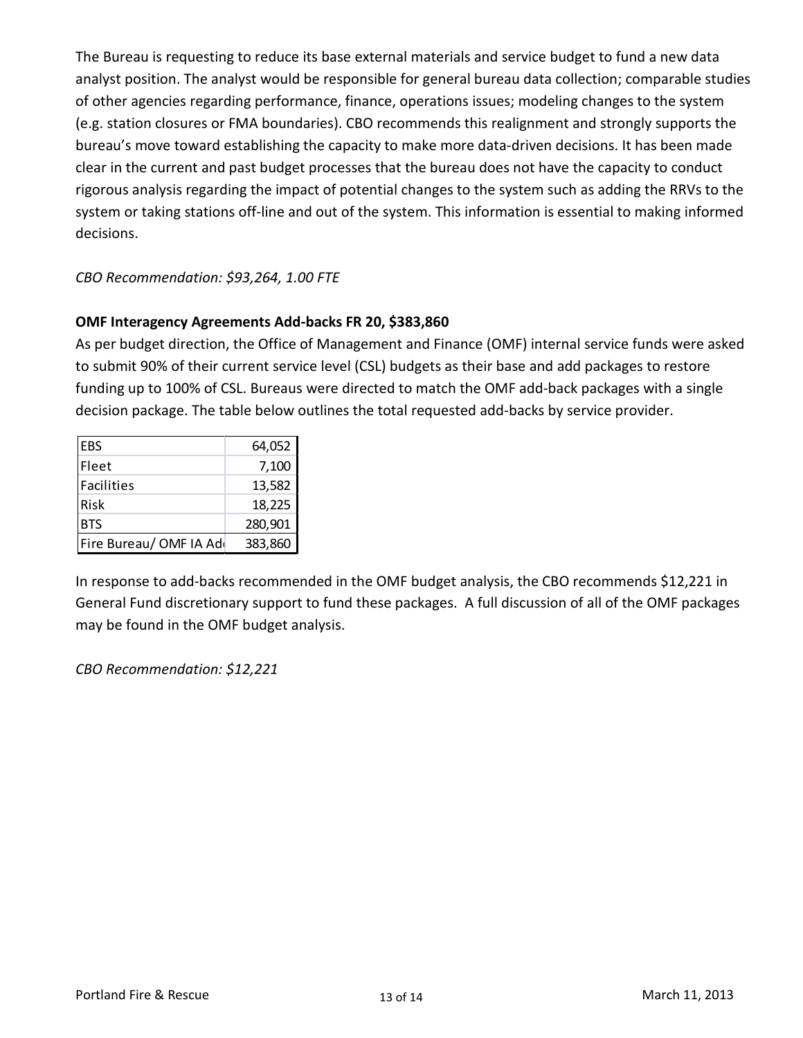The Bureau is requesting to reduce its base external materials and service budget to fund a new data analyst position. The analyst would be responsible for general bureau data collection; comparable studies of other agencies regarding performance, finance, operations issues; modeling changes to the system (e.g. station closures or FMA boundaries). CBO recommends this realignment and strongly supports the bureau's move toward establishing the capacity to make more data-driven decisions. It has been made clear in the current and past budget processes that the bureau does not have the capacity to conduct rigorous analysis regarding the impact of potential changes to the system such as adding the RRVs to the system or taking stations off-line and out of the system. This information is essential to making informed decisions.

*CBO Recommendation: $93,264, 1.00 FTE*

**OMF Interagency Agreements Add-backs FR 20, $383,860**

As per budget direction, the Office of Management and Finance (OMF) internal service funds were asked to submit 90% of their current service level (CSL) budgets as their base and add packages to restore funding up to 100% of CSL. Bureaus were directed to match the OMF add-back packages with a single decision package. The table below outlines the total requested add-backs by service provider.

| | |
|---|---:|
| EBS | 64,052 |
| Fleet | 7,100 |
| Facilities | 13,582 |
| Risk | 18,225 |
| BTS | 280,901 |
| Fire Bureau/ OMF IA Ad | 383,860 |

In response to add-backs recommended in the OMF budget analysis, the CBO recommends $12,221 in General Fund discretionary support to fund these packages. A full discussion of all of the OMF packages may be found in the OMF budget analysis.

*CBO Recommendation: $12,221*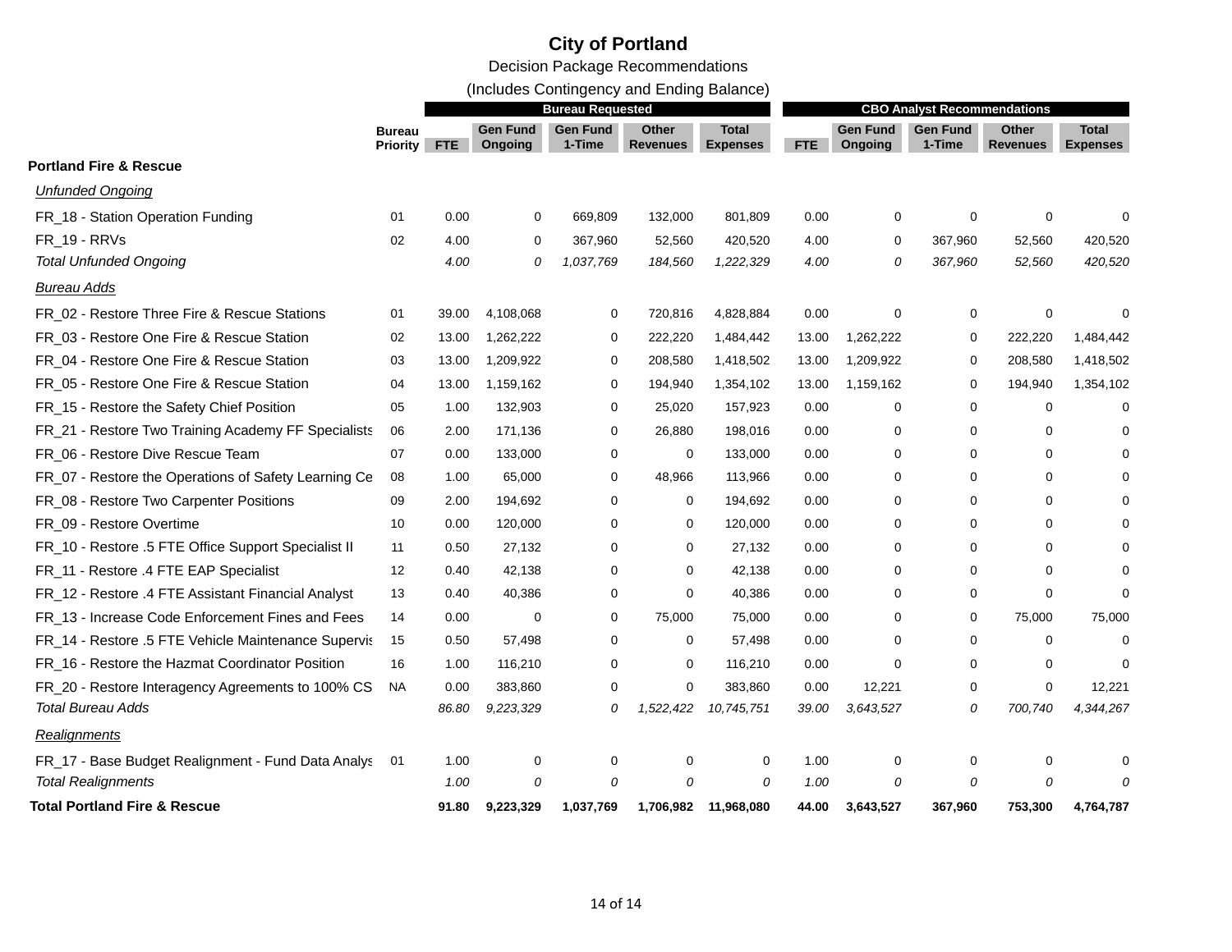# City of Portland

Decision Package Recommendations

(Includes Contingency and Ending Balance)

| | | Bureau Requested | | | | | CBO Analyst Recommendations | | | | |
|---|---|---|---|---|---|---|---|---|---|---|---|
| | Bureau Priority | FTE | Gen Fund Ongoing | Gen Fund 1-Time | Other Revenues | Total Expenses | FTE | Gen Fund Ongoing | Gen Fund 1-Time | Other Revenues | Total Expenses |
| **Portland Fire & Rescue** | | | | | | | | | | | |
| *Unfunded Ongoing* | | | | | | | | | | | |
| FR_18 - Station Operation Funding | 01 | 0.00 | 0 | 669,809 | 132,000 | 801,809 | 0.00 | 0 | 0 | 0 | 0 |
| FR_19 - RRVs | 02 | 4.00 | 0 | 367,960 | 52,560 | 420,520 | 4.00 | 0 | 367,960 | 52,560 | 420,520 |
| *Total Unfunded Ongoing* | | *4.00* | *0* | *1,037,769* | *184,560* | *1,222,329* | *4.00* | *0* | *367,960* | *52,560* | *420,520* |
| *Bureau Adds* | | | | | | | | | | | |
| FR_02 - Restore Three Fire & Rescue Stations | 01 | 39.00 | 4,108,068 | 0 | 720,816 | 4,828,884 | 0.00 | 0 | 0 | 0 | 0 |
| FR_03 - Restore One Fire & Rescue Station | 02 | 13.00 | 1,262,222 | 0 | 222,220 | 1,484,442 | 13.00 | 1,262,222 | 0 | 222,220 | 1,484,442 |
| FR_04 - Restore One Fire & Rescue Station | 03 | 13.00 | 1,209,922 | 0 | 208,580 | 1,418,502 | 13.00 | 1,209,922 | 0 | 208,580 | 1,418,502 |
| FR_05 - Restore One Fire & Rescue Station | 04 | 13.00 | 1,159,162 | 0 | 194,940 | 1,354,102 | 13.00 | 1,159,162 | 0 | 194,940 | 1,354,102 |
| FR_15 - Restore the Safety Chief Position | 05 | 1.00 | 132,903 | 0 | 25,020 | 157,923 | 0.00 | 0 | 0 | 0 | 0 |
| FR_21 - Restore Two Training Academy FF Specialists | 06 | 2.00 | 171,136 | 0 | 26,880 | 198,016 | 0.00 | 0 | 0 | 0 | 0 |
| FR_06 - Restore Dive Rescue Team | 07 | 0.00 | 133,000 | 0 | 0 | 133,000 | 0.00 | 0 | 0 | 0 | 0 |
| FR_07 - Restore the Operations of Safety Learning Ce | 08 | 1.00 | 65,000 | 0 | 48,966 | 113,966 | 0.00 | 0 | 0 | 0 | 0 |
| FR_08 - Restore Two Carpenter Positions | 09 | 2.00 | 194,692 | 0 | 0 | 194,692 | 0.00 | 0 | 0 | 0 | 0 |
| FR_09 - Restore Overtime | 10 | 0.00 | 120,000 | 0 | 0 | 120,000 | 0.00 | 0 | 0 | 0 | 0 |
| FR_10 - Restore .5 FTE Office Support Specialist II | 11 | 0.50 | 27,132 | 0 | 0 | 27,132 | 0.00 | 0 | 0 | 0 | 0 |
| FR_11 - Restore .4 FTE EAP Specialist | 12 | 0.40 | 42,138 | 0 | 0 | 42,138 | 0.00 | 0 | 0 | 0 | 0 |
| FR_12 - Restore .4 FTE Assistant Financial Analyst | 13 | 0.40 | 40,386 | 0 | 0 | 40,386 | 0.00 | 0 | 0 | 0 | 0 |
| FR_13 - Increase Code Enforcement Fines and Fees | 14 | 0.00 | 0 | 0 | 75,000 | 75,000 | 0.00 | 0 | 0 | 75,000 | 75,000 |
| FR_14 - Restore .5 FTE Vehicle Maintenance Supervis | 15 | 0.50 | 57,498 | 0 | 0 | 57,498 | 0.00 | 0 | 0 | 0 | 0 |
| FR_16 - Restore the Hazmat Coordinator Position | 16 | 1.00 | 116,210 | 0 | 0 | 116,210 | 0.00 | 0 | 0 | 0 | 0 |
| FR_20 - Restore Interagency Agreements to 100% CS | NA | 0.00 | 383,860 | 0 | 0 | 383,860 | 0.00 | 12,221 | 0 | 0 | 12,221 |
| *Total Bureau Adds* | | *86.80* | *9,223,329* | *0* | *1,522,422* | *10,745,751* | *39.00* | *3,643,527* | *0* | *700,740* | *4,344,267* |
| *Realignments* | | | | | | | | | | | |
| FR_17 - Base Budget Realignment - Fund Data Analys | 01 | 1.00 | 0 | 0 | 0 | 0 | 1.00 | 0 | 0 | 0 | 0 |
| *Total Realignments* | | *1.00* | *0* | *0* | *0* | *0* | *1.00* | *0* | *0* | *0* | *0* |
| **Total Portland Fire & Rescue** | | **91.80** | **9,223,329** | **1,037,769** | **1,706,982** | **11,968,080** | **44.00** | **3,643,527** | **367,960** | **753,300** | **4,764,787** |